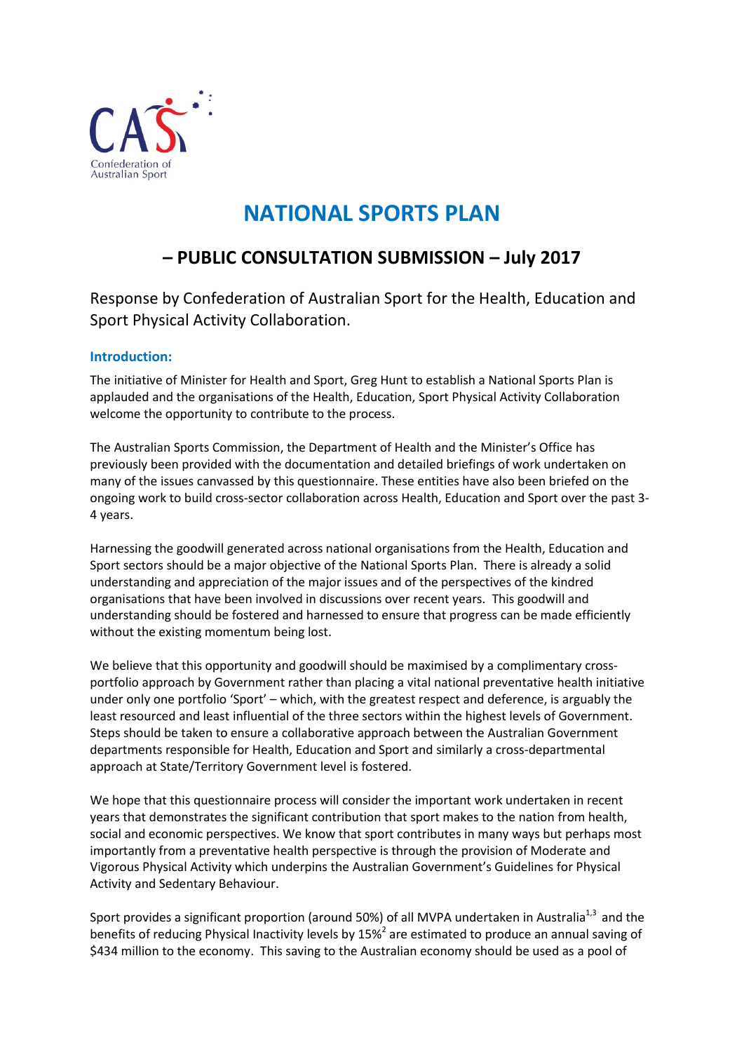CAS Confederation of Australian Sport

# NATIONAL SPORTS PLAN

## – PUBLIC CONSULTATION SUBMISSION – July 2017

Response by Confederation of Australian Sport for the Health, Education and Sport Physical Activity Collaboration.

### Introduction:

The initiative of Minister for Health and Sport, Greg Hunt to establish a National Sports Plan is applauded and the organisations of the Health, Education, Sport Physical Activity Collaboration welcome the opportunity to contribute to the process.

The Australian Sports Commission, the Department of Health and the Minister's Office has previously been provided with the documentation and detailed briefings of work undertaken on many of the issues canvassed by this questionnaire. These entities have also been briefed on the ongoing work to build cross-sector collaboration across Health, Education and Sport over the past 3-4 years.

Harnessing the goodwill generated across national organisations from the Health, Education and Sport sectors should be a major objective of the National Sports Plan. There is already a solid understanding and appreciation of the major issues and of the perspectives of the kindred organisations that have been involved in discussions over recent years. This goodwill and understanding should be fostered and harnessed to ensure that progress can be made efficiently without the existing momentum being lost.

We believe that this opportunity and goodwill should be maximised by a complimentary cross-portfolio approach by Government rather than placing a vital national preventative health initiative under only one portfolio 'Sport' – which, with the greatest respect and deference, is arguably the least resourced and least influential of the three sectors within the highest levels of Government. Steps should be taken to ensure a collaborative approach between the Australian Government departments responsible for Health, Education and Sport and similarly a cross-departmental approach at State/Territory Government level is fostered.

We hope that this questionnaire process will consider the important work undertaken in recent years that demonstrates the significant contribution that sport makes to the nation from health, social and economic perspectives. We know that sport contributes in many ways but perhaps most importantly from a preventative health perspective is through the provision of Moderate and Vigorous Physical Activity which underpins the Australian Government's Guidelines for Physical Activity and Sedentary Behaviour.

Sport provides a significant proportion (around 50%) of all MVPA undertaken in Australia[1,3] and the benefits of reducing Physical Inactivity levels by 15%[2] are estimated to produce an annual saving of \$434 million to the economy. This saving to the Australian economy should be used as a pool of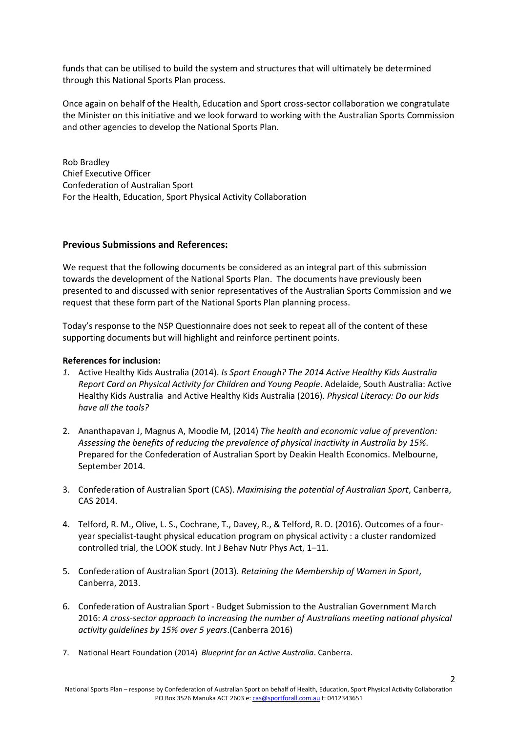funds that can be utilised to build the system and structures that will ultimately be determined through this National Sports Plan process.

Once again on behalf of the Health, Education and Sport cross-sector collaboration we congratulate the Minister on this initiative and we look forward to working with the Australian Sports Commission and other agencies to develop the National Sports Plan.

Rob Bradley
Chief Executive Officer
Confederation of Australian Sport
For the Health, Education, Sport Physical Activity Collaboration

## Previous Submissions and References:

We request that the following documents be considered as an integral part of this submission towards the development of the National Sports Plan. The documents have previously been presented to and discussed with senior representatives of the Australian Sports Commission and we request that these form part of the National Sports Plan planning process.

Today's response to the NSP Questionnaire does not seek to repeat all of the content of these supporting documents but will highlight and reinforce pertinent points.

**References for inclusion:**

1. Active Healthy Kids Australia (2014). *Is Sport Enough? The 2014 Active Healthy Kids Australia Report Card on Physical Activity for Children and Young People*. Adelaide, South Australia: Active Healthy Kids Australia and Active Healthy Kids Australia (2016). *Physical Literacy: Do our kids have all the tools?*

2. Ananthapavan J, Magnus A, Moodie M, (2014) *The health and economic value of prevention: Assessing the benefits of reducing the prevalence of physical inactivity in Australia by 15%*. Prepared for the Confederation of Australian Sport by Deakin Health Economics. Melbourne, September 2014.

3. Confederation of Australian Sport (CAS). *Maximising the potential of Australian Sport*, Canberra, CAS 2014.

4. Telford, R. M., Olive, L. S., Cochrane, T., Davey, R., & Telford, R. D. (2016). Outcomes of a four-year specialist-taught physical education program on physical activity : a cluster randomized controlled trial, the LOOK study. Int J Behav Nutr Phys Act, 1–11.

5. Confederation of Australian Sport (2013). *Retaining the Membership of Women in Sport*, Canberra, 2013.

6. Confederation of Australian Sport - Budget Submission to the Australian Government March 2016: *A cross-sector approach to increasing the number of Australians meeting national physical activity guidelines by 15% over 5 years*.(Canberra 2016)

7. National Heart Foundation (2014) *Blueprint for an Active Australia*. Canberra.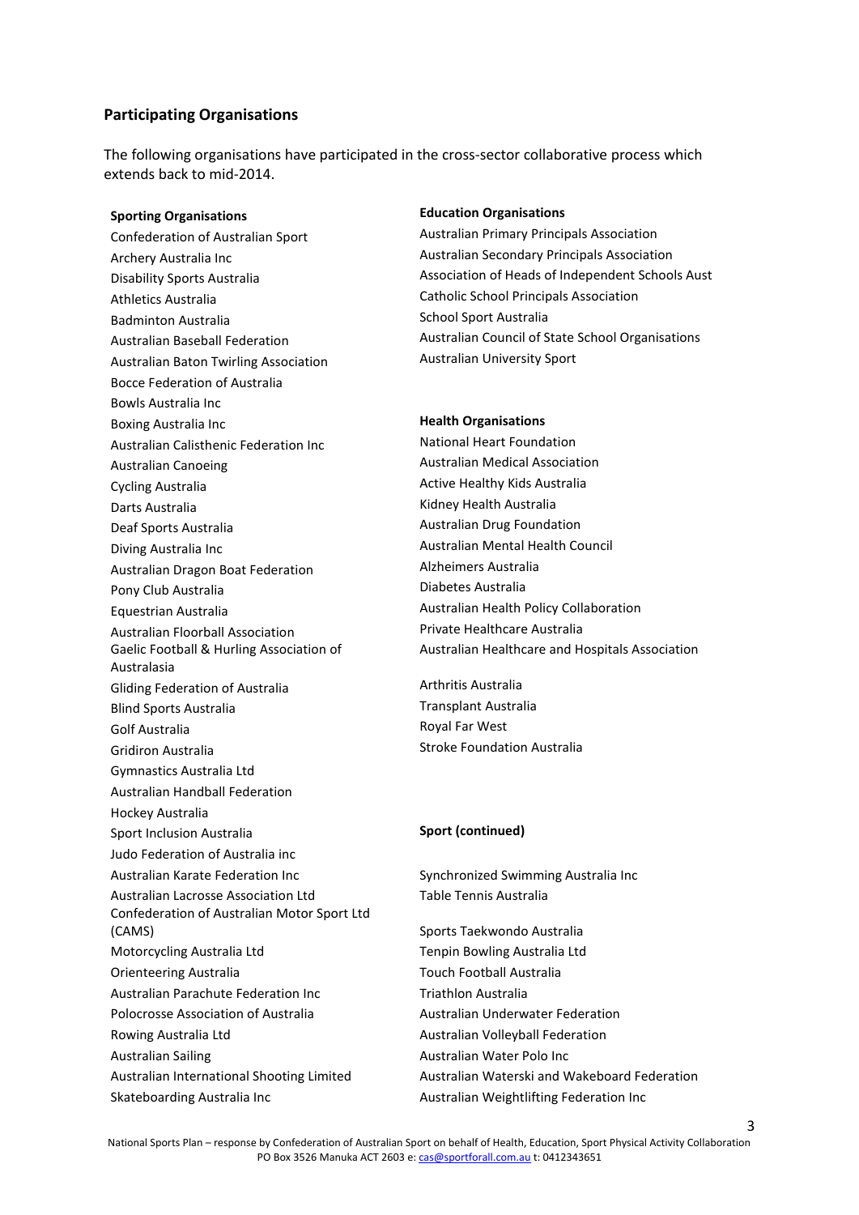## Participating Organisations

The following organisations have participated in the cross-sector collaborative process which extends back to mid-2014.

**Sporting Organisations**

Confederation of Australian Sport
Archery Australia Inc
Disability Sports Australia
Athletics Australia
Badminton Australia
Australian Baseball Federation
Australian Baton Twirling Association
Bocce Federation of Australia
Bowls Australia Inc
Boxing Australia Inc
Australian Calisthenic Federation Inc
Australian Canoeing
Cycling Australia
Darts Australia
Deaf Sports Australia
Diving Australia Inc
Australian Dragon Boat Federation
Pony Club Australia
Equestrian Australia
Australian Floorball Association
Gaelic Football & Hurling Association of Australasia
Gliding Federation of Australia
Blind Sports Australia
Golf Australia
Gridiron Australia
Gymnastics Australia Ltd
Australian Handball Federation
Hockey Australia
Sport Inclusion Australia
Judo Federation of Australia inc
Australian Karate Federation Inc
Australian Lacrosse Association Ltd
Confederation of Australian Motor Sport Ltd (CAMS)
Motorcycling Australia Ltd
Orienteering Australia
Australian Parachute Federation Inc
Polocrosse Association of Australia
Rowing Australia Ltd
Australian Sailing
Australian International Shooting Limited
Skateboarding Australia Inc

**Education Organisations**

Australian Primary Principals Association
Australian Secondary Principals Association
Association of Heads of Independent Schools Aust
Catholic School Principals Association
School Sport Australia
Australian Council of State School Organisations
Australian University Sport

**Health Organisations**

National Heart Foundation
Australian Medical Association
Active Healthy Kids Australia
Kidney Health Australia
Australian Drug Foundation
Australian Mental Health Council
Alzheimers Australia
Diabetes Australia
Australian Health Policy Collaboration
Private Healthcare Australia
Australian Healthcare and Hospitals Association

Arthritis Australia
Transplant Australia
Royal Far West
Stroke Foundation Australia

**Sport (continued)**

Synchronized Swimming Australia Inc
Table Tennis Australia

Sports Taekwondo Australia
Tenpin Bowling Australia Ltd
Touch Football Australia
Triathlon Australia
Australian Underwater Federation
Australian Volleyball Federation
Australian Water Polo Inc
Australian Waterski and Wakeboard Federation
Australian Weightlifting Federation Inc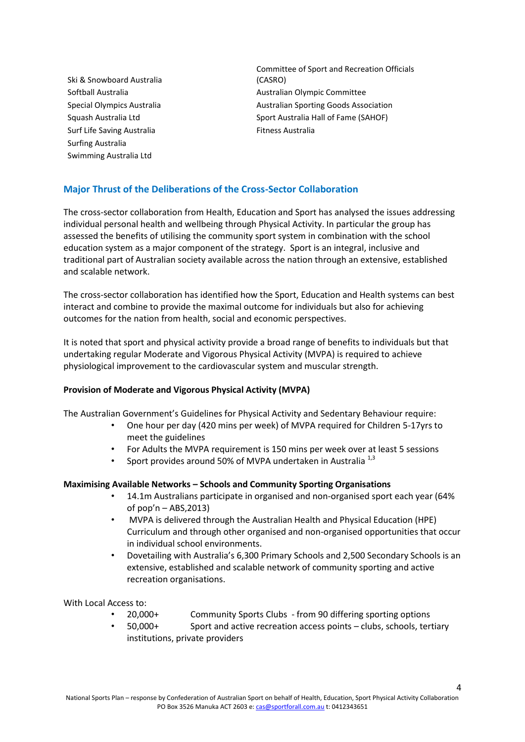Ski & Snowboard Australia
Softball Australia
Special Olympics Australia
Squash Australia Ltd
Surf Life Saving Australia
Surfing Australia
Swimming Australia Ltd

Committee of Sport and Recreation Officials (CASRO)
Australian Olympic Committee
Australian Sporting Goods Association
Sport Australia Hall of Fame (SAHOF)
Fitness Australia

## Major Thrust of the Deliberations of the Cross-Sector Collaboration

The cross-sector collaboration from Health, Education and Sport has analysed the issues addressing individual personal health and wellbeing through Physical Activity. In particular the group has assessed the benefits of utilising the community sport system in combination with the school education system as a major component of the strategy. Sport is an integral, inclusive and traditional part of Australian society available across the nation through an extensive, established and scalable network.

The cross-sector collaboration has identified how the Sport, Education and Health systems can best interact and combine to provide the maximal outcome for individuals but also for achieving outcomes for the nation from health, social and economic perspectives.

It is noted that sport and physical activity provide a broad range of benefits to individuals but that undertaking regular Moderate and Vigorous Physical Activity (MVPA) is required to achieve physiological improvement to the cardiovascular system and muscular strength.

**Provision of Moderate and Vigorous Physical Activity (MVPA)**

The Australian Government's Guidelines for Physical Activity and Sedentary Behaviour require:

- One hour per day (420 mins per week) of MVPA required for Children 5-17yrs to meet the guidelines
- For Adults the MVPA requirement is 150 mins per week over at least 5 sessions
- Sport provides around 50% of MVPA undertaken in Australia [1,3]

**Maximising Available Networks – Schools and Community Sporting Organisations**

- 14.1m Australians participate in organised and non-organised sport each year (64% of pop'n – ABS,2013)
- MVPA is delivered through the Australian Health and Physical Education (HPE) Curriculum and through other organised and non-organised opportunities that occur in individual school environments.
- Dovetailing with Australia's 6,300 Primary Schools and 2,500 Secondary Schools is an extensive, established and scalable network of community sporting and active recreation organisations.

With Local Access to:

- 20,000+ Community Sports Clubs - from 90 differing sporting options
- 50,000+ Sport and active recreation access points – clubs, schools, tertiary institutions, private providers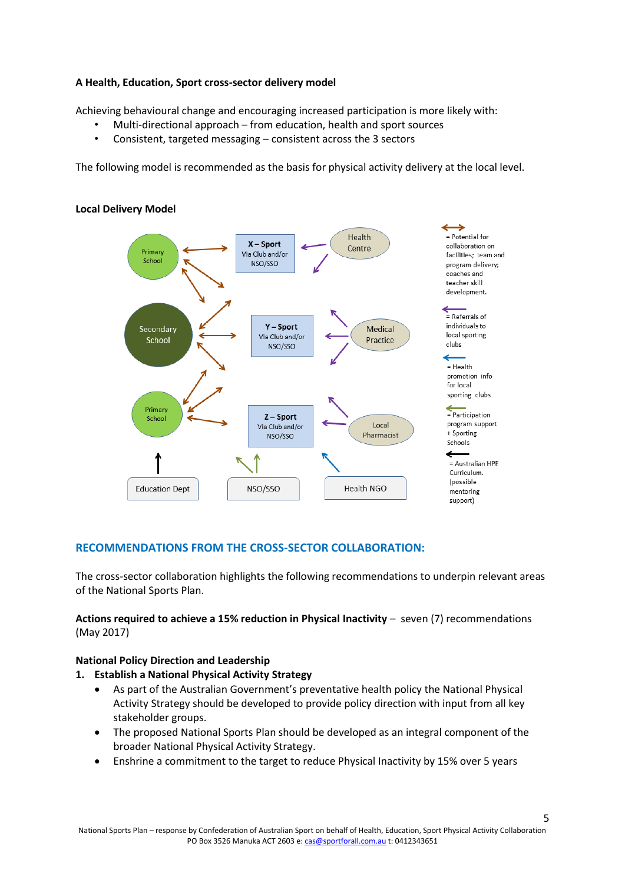**A Health, Education, Sport cross-sector delivery model**

Achieving behavioural change and encouraging increased participation is more likely with:

- Multi-directional approach – from education, health and sport sources
- Consistent, targeted messaging – consistent across the 3 sectors

The following model is recommended as the basis for physical activity delivery at the local level.

**Local Delivery Model**

Primary School | X – Sport Via Club and/or NSO/SSO | Health Centre

Secondary School | Y – Sport Via Club and/or NSO/SSO | Medical Practice

Primary School | Z – Sport Via Club and/or NSO/SSO | Local Pharmacist

Education Dept | NSO/SSO | Health NGO

↔ = Potential for collaboration on facilities; team and program delivery; coaches and teacher skill development.

← = Referrals of individuals to local sporting clubs

← = Health promotion info for local sporting clubs

← = Participation program support + Sporting Schools

← = Australian HPE Curriculum. (possible mentoring support)

## RECOMMENDATIONS FROM THE CROSS-SECTOR COLLABORATION:

The cross-sector collaboration highlights the following recommendations to underpin relevant areas of the National Sports Plan.

**Actions required to achieve a 15% reduction in Physical Inactivity** – seven (7) recommendations (May 2017)

**National Policy Direction and Leadership**

1. **Establish a National Physical Activity Strategy**
   - As part of the Australian Government's preventative health policy the National Physical Activity Strategy should be developed to provide policy direction with input from all key stakeholder groups.
   - The proposed National Sports Plan should be developed as an integral component of the broader National Physical Activity Strategy.
   - Enshrine a commitment to the target to reduce Physical Inactivity by 15% over 5 years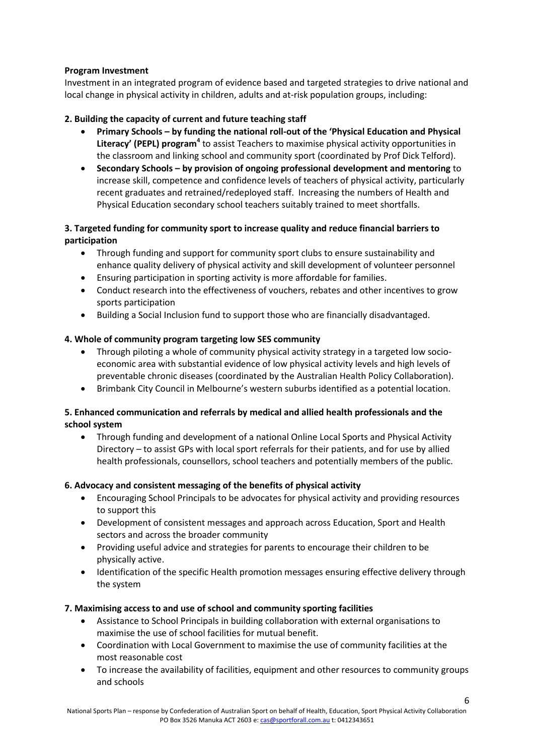**Program Investment**

Investment in an integrated program of evidence based and targeted strategies to drive national and local change in physical activity in children, adults and at-risk population groups, including:

**2. Building the capacity of current and future teaching staff**

- **Primary Schools – by funding the national roll-out of the 'Physical Education and Physical Literacy' (PEPL) program**[4] to assist Teachers to maximise physical activity opportunities in the classroom and linking school and community sport (coordinated by Prof Dick Telford).
- **Secondary Schools – by provision of ongoing professional development and mentoring** to increase skill, competence and confidence levels of teachers of physical activity, particularly recent graduates and retrained/redeployed staff. Increasing the numbers of Health and Physical Education secondary school teachers suitably trained to meet shortfalls.

**3. Targeted funding for community sport to increase quality and reduce financial barriers to participation**

- Through funding and support for community sport clubs to ensure sustainability and enhance quality delivery of physical activity and skill development of volunteer personnel
- Ensuring participation in sporting activity is more affordable for families.
- Conduct research into the effectiveness of vouchers, rebates and other incentives to grow sports participation
- Building a Social Inclusion fund to support those who are financially disadvantaged.

**4. Whole of community program targeting low SES community**

- Through piloting a whole of community physical activity strategy in a targeted low socio-economic area with substantial evidence of low physical activity levels and high levels of preventable chronic diseases (coordinated by the Australian Health Policy Collaboration).
- Brimbank City Council in Melbourne's western suburbs identified as a potential location.

**5. Enhanced communication and referrals by medical and allied health professionals and the school system**

- Through funding and development of a national Online Local Sports and Physical Activity Directory – to assist GPs with local sport referrals for their patients, and for use by allied health professionals, counsellors, school teachers and potentially members of the public.

**6. Advocacy and consistent messaging of the benefits of physical activity**

- Encouraging School Principals to be advocates for physical activity and providing resources to support this
- Development of consistent messages and approach across Education, Sport and Health sectors and across the broader community
- Providing useful advice and strategies for parents to encourage their children to be physically active.
- Identification of the specific Health promotion messages ensuring effective delivery through the system

**7. Maximising access to and use of school and community sporting facilities**

- Assistance to School Principals in building collaboration with external organisations to maximise the use of school facilities for mutual benefit.
- Coordination with Local Government to maximise the use of community facilities at the most reasonable cost
- To increase the availability of facilities, equipment and other resources to community groups and schools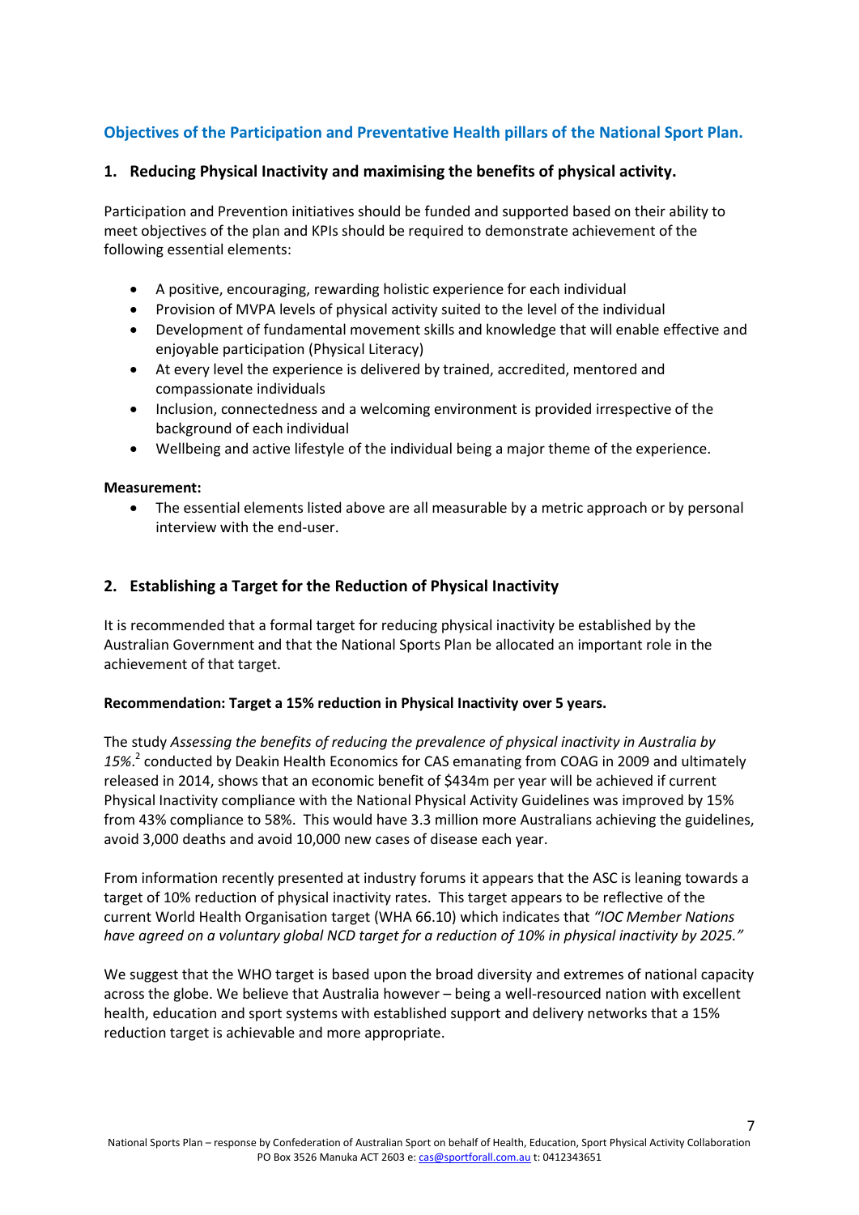## Objectives of the Participation and Preventative Health pillars of the National Sport Plan.

### 1. Reducing Physical Inactivity and maximising the benefits of physical activity.

Participation and Prevention initiatives should be funded and supported based on their ability to meet objectives of the plan and KPIs should be required to demonstrate achievement of the following essential elements:

- A positive, encouraging, rewarding holistic experience for each individual
- Provision of MVPA levels of physical activity suited to the level of the individual
- Development of fundamental movement skills and knowledge that will enable effective and enjoyable participation (Physical Literacy)
- At every level the experience is delivered by trained, accredited, mentored and compassionate individuals
- Inclusion, connectedness and a welcoming environment is provided irrespective of the background of each individual
- Wellbeing and active lifestyle of the individual being a major theme of the experience.

**Measurement:**

- The essential elements listed above are all measurable by a metric approach or by personal interview with the end-user.

### 2. Establishing a Target for the Reduction of Physical Inactivity

It is recommended that a formal target for reducing physical inactivity be established by the Australian Government and that the National Sports Plan be allocated an important role in the achievement of that target.

**Recommendation: Target a 15% reduction in Physical Inactivity over 5 years.**

The study *Assessing the benefits of reducing the prevalence of physical inactivity in Australia by 15%.*[2] conducted by Deakin Health Economics for CAS emanating from COAG in 2009 and ultimately released in 2014, shows that an economic benefit of $434m per year will be achieved if current Physical Inactivity compliance with the National Physical Activity Guidelines was improved by 15% from 43% compliance to 58%. This would have 3.3 million more Australians achieving the guidelines, avoid 3,000 deaths and avoid 10,000 new cases of disease each year.

From information recently presented at industry forums it appears that the ASC is leaning towards a target of 10% reduction of physical inactivity rates. This target appears to be reflective of the current World Health Organisation target (WHA 66.10) which indicates that *"IOC Member Nations have agreed on a voluntary global NCD target for a reduction of 10% in physical inactivity by 2025."*

We suggest that the WHO target is based upon the broad diversity and extremes of national capacity across the globe. We believe that Australia however – being a well-resourced nation with excellent health, education and sport systems with established support and delivery networks that a 15% reduction target is achievable and more appropriate.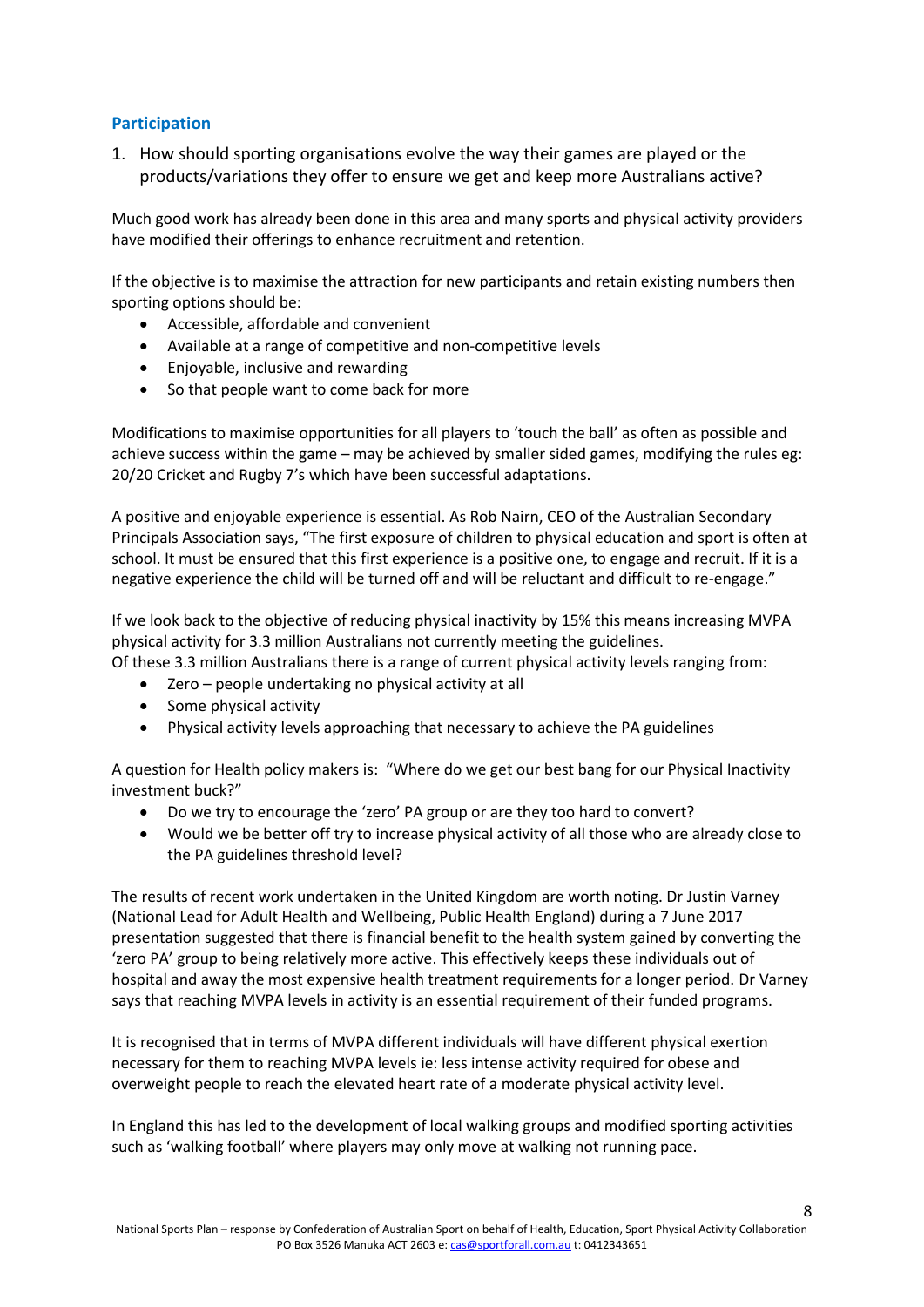## Participation

1. How should sporting organisations evolve the way their games are played or the products/variations they offer to ensure we get and keep more Australians active?

Much good work has already been done in this area and many sports and physical activity providers have modified their offerings to enhance recruitment and retention.

If the objective is to maximise the attraction for new participants and retain existing numbers then sporting options should be:

- Accessible, affordable and convenient
- Available at a range of competitive and non-competitive levels
- Enjoyable, inclusive and rewarding
- So that people want to come back for more

Modifications to maximise opportunities for all players to 'touch the ball' as often as possible and achieve success within the game – may be achieved by smaller sided games, modifying the rules eg: 20/20 Cricket and Rugby 7's which have been successful adaptations.

A positive and enjoyable experience is essential. As Rob Nairn, CEO of the Australian Secondary Principals Association says, "The first exposure of children to physical education and sport is often at school. It must be ensured that this first experience is a positive one, to engage and recruit. If it is a negative experience the child will be turned off and will be reluctant and difficult to re-engage."

If we look back to the objective of reducing physical inactivity by 15% this means increasing MVPA physical activity for 3.3 million Australians not currently meeting the guidelines.
Of these 3.3 million Australians there is a range of current physical activity levels ranging from:

- Zero – people undertaking no physical activity at all
- Some physical activity
- Physical activity levels approaching that necessary to achieve the PA guidelines

A question for Health policy makers is: "Where do we get our best bang for our Physical Inactivity investment buck?"

- Do we try to encourage the 'zero' PA group or are they too hard to convert?
- Would we be better off try to increase physical activity of all those who are already close to the PA guidelines threshold level?

The results of recent work undertaken in the United Kingdom are worth noting. Dr Justin Varney (National Lead for Adult Health and Wellbeing, Public Health England) during a 7 June 2017 presentation suggested that there is financial benefit to the health system gained by converting the 'zero PA' group to being relatively more active. This effectively keeps these individuals out of hospital and away the most expensive health treatment requirements for a longer period. Dr Varney says that reaching MVPA levels in activity is an essential requirement of their funded programs.

It is recognised that in terms of MVPA different individuals will have different physical exertion necessary for them to reaching MVPA levels ie: less intense activity required for obese and overweight people to reach the elevated heart rate of a moderate physical activity level.

In England this has led to the development of local walking groups and modified sporting activities such as 'walking football' where players may only move at walking not running pace.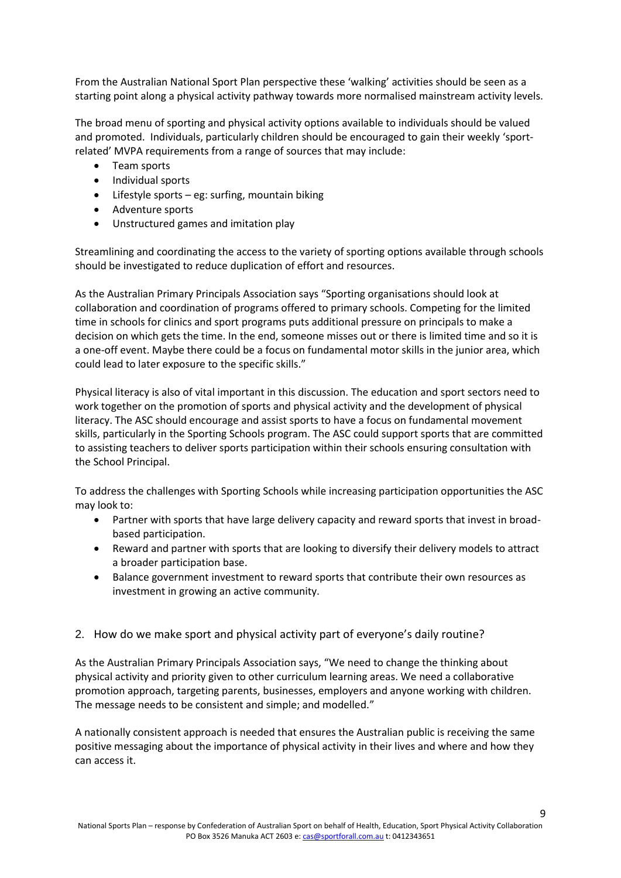From the Australian National Sport Plan perspective these 'walking' activities should be seen as a starting point along a physical activity pathway towards more normalised mainstream activity levels.

The broad menu of sporting and physical activity options available to individuals should be valued and promoted. Individuals, particularly children should be encouraged to gain their weekly 'sport-related' MVPA requirements from a range of sources that may include:

- Team sports
- Individual sports
- Lifestyle sports – eg: surfing, mountain biking
- Adventure sports
- Unstructured games and imitation play

Streamlining and coordinating the access to the variety of sporting options available through schools should be investigated to reduce duplication of effort and resources.

As the Australian Primary Principals Association says "Sporting organisations should look at collaboration and coordination of programs offered to primary schools. Competing for the limited time in schools for clinics and sport programs puts additional pressure on principals to make a decision on which gets the time. In the end, someone misses out or there is limited time and so it is a one-off event. Maybe there could be a focus on fundamental motor skills in the junior area, which could lead to later exposure to the specific skills."

Physical literacy is also of vital important in this discussion. The education and sport sectors need to work together on the promotion of sports and physical activity and the development of physical literacy. The ASC should encourage and assist sports to have a focus on fundamental movement skills, particularly in the Sporting Schools program. The ASC could support sports that are committed to assisting teachers to deliver sports participation within their schools ensuring consultation with the School Principal.

To address the challenges with Sporting Schools while increasing participation opportunities the ASC may look to:

- Partner with sports that have large delivery capacity and reward sports that invest in broad-based participation.
- Reward and partner with sports that are looking to diversify their delivery models to attract a broader participation base.
- Balance government investment to reward sports that contribute their own resources as investment in growing an active community.

## 2. How do we make sport and physical activity part of everyone's daily routine?

As the Australian Primary Principals Association says, "We need to change the thinking about physical activity and priority given to other curriculum learning areas. We need a collaborative promotion approach, targeting parents, businesses, employers and anyone working with children. The message needs to be consistent and simple; and modelled."

A nationally consistent approach is needed that ensures the Australian public is receiving the same positive messaging about the importance of physical activity in their lives and where and how they can access it.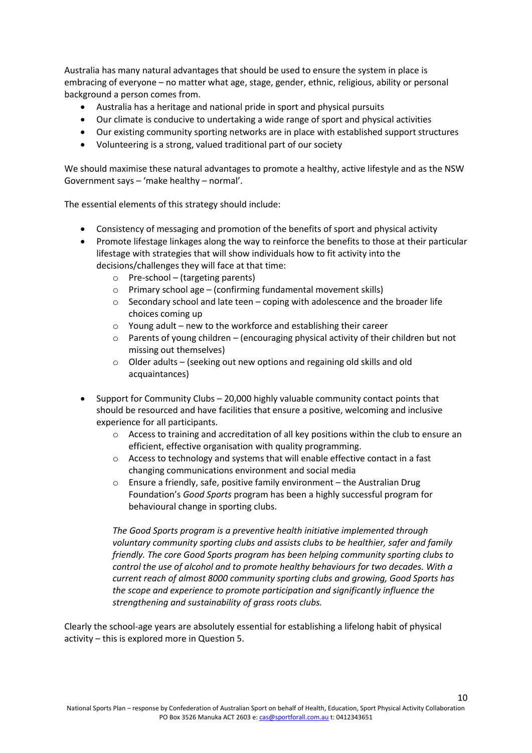Australia has many natural advantages that should be used to ensure the system in place is embracing of everyone – no matter what age, stage, gender, ethnic, religious, ability or personal background a person comes from.

- Australia has a heritage and national pride in sport and physical pursuits
- Our climate is conducive to undertaking a wide range of sport and physical activities
- Our existing community sporting networks are in place with established support structures
- Volunteering is a strong, valued traditional part of our society

We should maximise these natural advantages to promote a healthy, active lifestyle and as the NSW Government says – 'make healthy – normal'.

The essential elements of this strategy should include:

- Consistency of messaging and promotion of the benefits of sport and physical activity
- Promote lifestage linkages along the way to reinforce the benefits to those at their particular lifestage with strategies that will show individuals how to fit activity into the decisions/challenges they will face at that time:
  - Pre-school – (targeting parents)
  - Primary school age – (confirming fundamental movement skills)
  - Secondary school and late teen – coping with adolescence and the broader life choices coming up
  - Young adult – new to the workforce and establishing their career
  - Parents of young children – (encouraging physical activity of their children but not missing out themselves)
  - Older adults – (seeking out new options and regaining old skills and old acquaintances)

- Support for Community Clubs – 20,000 highly valuable community contact points that should be resourced and have facilities that ensure a positive, welcoming and inclusive experience for all participants.
  - Access to training and accreditation of all key positions within the club to ensure an efficient, effective organisation with quality programming.
  - Access to technology and systems that will enable effective contact in a fast changing communications environment and social media
  - Ensure a friendly, safe, positive family environment – the Australian Drug Foundation's *Good Sports* program has been a highly successful program for behavioural change in sporting clubs.

    *The Good Sports program is a preventive health initiative implemented through voluntary community sporting clubs and assists clubs to be healthier, safer and family friendly. The core Good Sports program has been helping community sporting clubs to control the use of alcohol and to promote healthy behaviours for two decades. With a current reach of almost 8000 community sporting clubs and growing, Good Sports has the scope and experience to promote participation and significantly influence the strengthening and sustainability of grass roots clubs.*

Clearly the school-age years are absolutely essential for establishing a lifelong habit of physical activity – this is explored more in Question 5.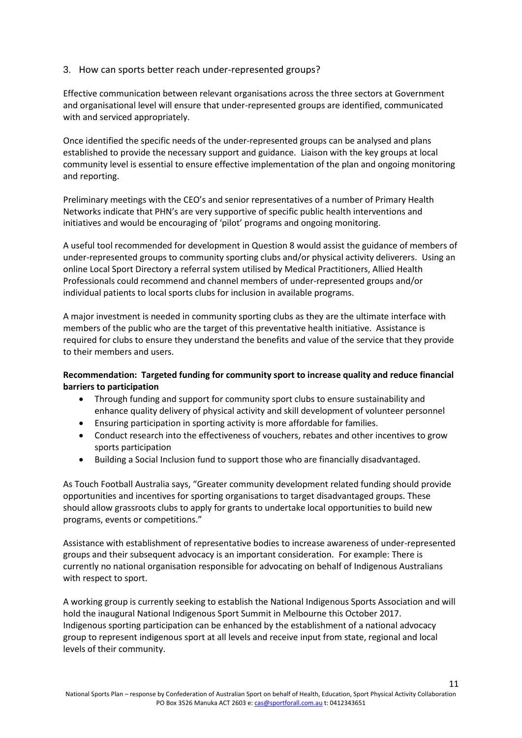## 3. How can sports better reach under-represented groups?

Effective communication between relevant organisations across the three sectors at Government and organisational level will ensure that under-represented groups are identified, communicated with and serviced appropriately.

Once identified the specific needs of the under-represented groups can be analysed and plans established to provide the necessary support and guidance. Liaison with the key groups at local community level is essential to ensure effective implementation of the plan and ongoing monitoring and reporting.

Preliminary meetings with the CEO's and senior representatives of a number of Primary Health Networks indicate that PHN's are very supportive of specific public health interventions and initiatives and would be encouraging of 'pilot' programs and ongoing monitoring.

A useful tool recommended for development in Question 8 would assist the guidance of members of under-represented groups to community sporting clubs and/or physical activity deliverers. Using an online Local Sport Directory a referral system utilised by Medical Practitioners, Allied Health Professionals could recommend and channel members of under-represented groups and/or individual patients to local sports clubs for inclusion in available programs.

A major investment is needed in community sporting clubs as they are the ultimate interface with members of the public who are the target of this preventative health initiative. Assistance is required for clubs to ensure they understand the benefits and value of the service that they provide to their members and users.

**Recommendation: Targeted funding for community sport to increase quality and reduce financial barriers to participation**

- Through funding and support for community sport clubs to ensure sustainability and enhance quality delivery of physical activity and skill development of volunteer personnel
- Ensuring participation in sporting activity is more affordable for families.
- Conduct research into the effectiveness of vouchers, rebates and other incentives to grow sports participation
- Building a Social Inclusion fund to support those who are financially disadvantaged.

As Touch Football Australia says, "Greater community development related funding should provide opportunities and incentives for sporting organisations to target disadvantaged groups. These should allow grassroots clubs to apply for grants to undertake local opportunities to build new programs, events or competitions."

Assistance with establishment of representative bodies to increase awareness of under-represented groups and their subsequent advocacy is an important consideration. For example: There is currently no national organisation responsible for advocating on behalf of Indigenous Australians with respect to sport.

A working group is currently seeking to establish the National Indigenous Sports Association and will hold the inaugural National Indigenous Sport Summit in Melbourne this October 2017. Indigenous sporting participation can be enhanced by the establishment of a national advocacy group to represent indigenous sport at all levels and receive input from state, regional and local levels of their community.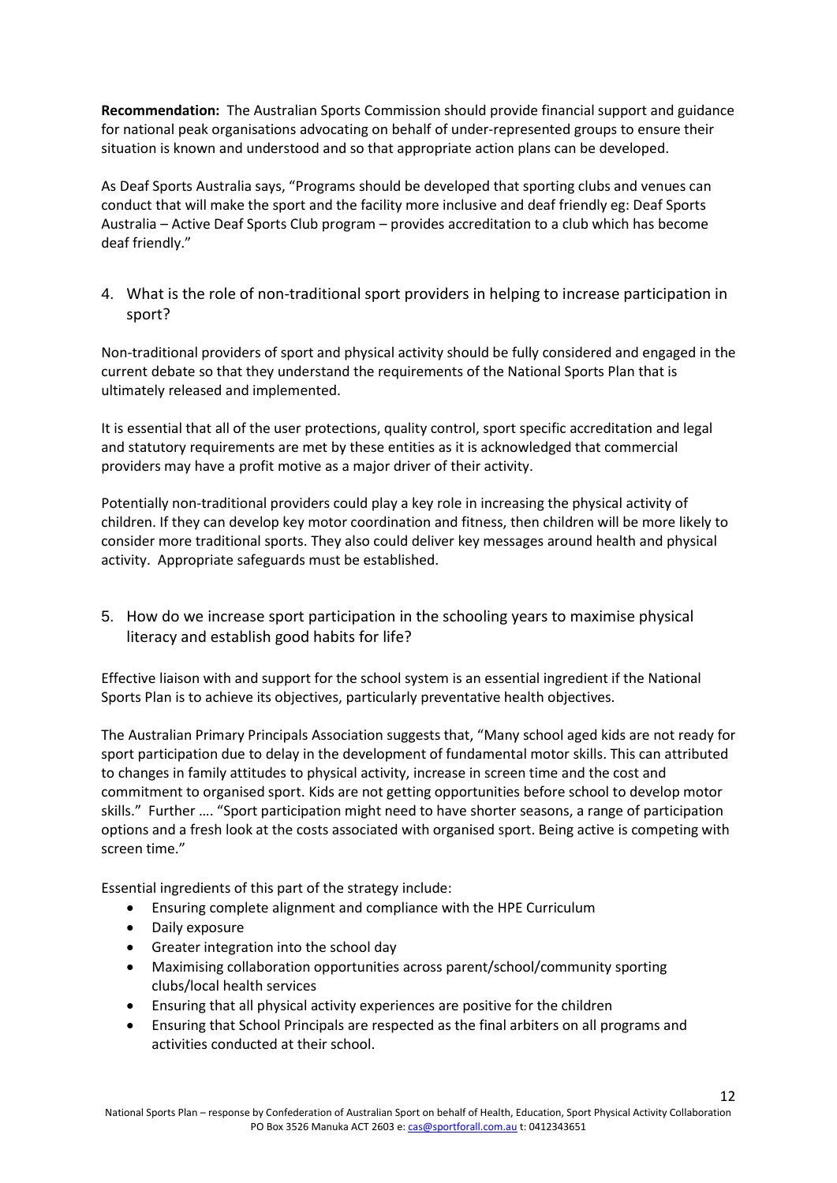**Recommendation:** The Australian Sports Commission should provide financial support and guidance for national peak organisations advocating on behalf of under-represented groups to ensure their situation is known and understood and so that appropriate action plans can be developed.

As Deaf Sports Australia says, "Programs should be developed that sporting clubs and venues can conduct that will make the sport and the facility more inclusive and deaf friendly eg: Deaf Sports Australia – Active Deaf Sports Club program – provides accreditation to a club which has become deaf friendly."

4. What is the role of non-traditional sport providers in helping to increase participation in sport?

Non-traditional providers of sport and physical activity should be fully considered and engaged in the current debate so that they understand the requirements of the National Sports Plan that is ultimately released and implemented.

It is essential that all of the user protections, quality control, sport specific accreditation and legal and statutory requirements are met by these entities as it is acknowledged that commercial providers may have a profit motive as a major driver of their activity.

Potentially non-traditional providers could play a key role in increasing the physical activity of children. If they can develop key motor coordination and fitness, then children will be more likely to consider more traditional sports. They also could deliver key messages around health and physical activity. Appropriate safeguards must be established.

5. How do we increase sport participation in the schooling years to maximise physical literacy and establish good habits for life?

Effective liaison with and support for the school system is an essential ingredient if the National Sports Plan is to achieve its objectives, particularly preventative health objectives.

The Australian Primary Principals Association suggests that, "Many school aged kids are not ready for sport participation due to delay in the development of fundamental motor skills. This can attributed to changes in family attitudes to physical activity, increase in screen time and the cost and commitment to organised sport. Kids are not getting opportunities before school to develop motor skills." Further …. "Sport participation might need to have shorter seasons, a range of participation options and a fresh look at the costs associated with organised sport. Being active is competing with screen time."

Essential ingredients of this part of the strategy include:

- Ensuring complete alignment and compliance with the HPE Curriculum
- Daily exposure
- Greater integration into the school day
- Maximising collaboration opportunities across parent/school/community sporting clubs/local health services
- Ensuring that all physical activity experiences are positive for the children
- Ensuring that School Principals are respected as the final arbiters on all programs and activities conducted at their school.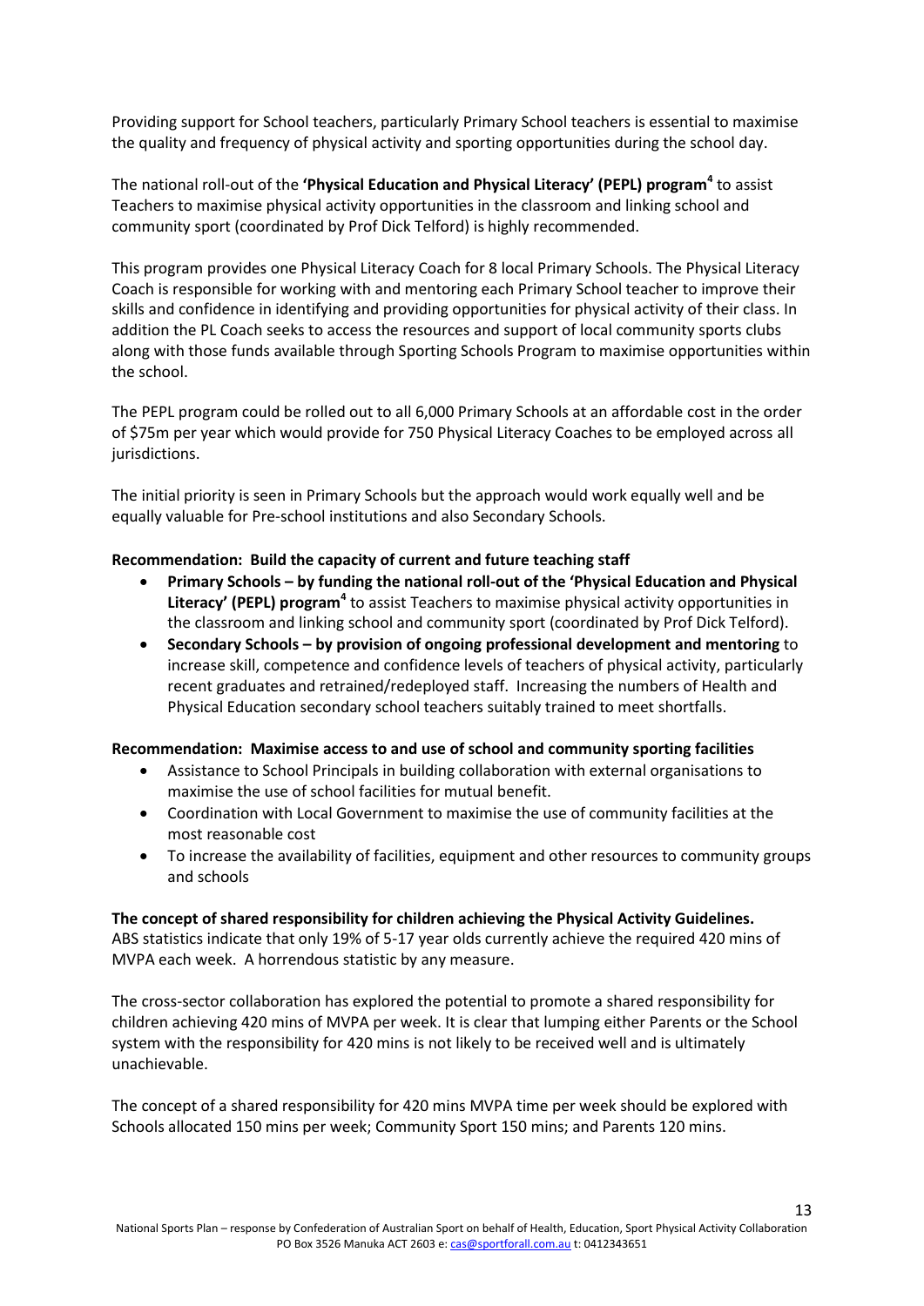Providing support for School teachers, particularly Primary School teachers is essential to maximise the quality and frequency of physical activity and sporting opportunities during the school day.

The national roll-out of the **'Physical Education and Physical Literacy' (PEPL) program**[4] to assist Teachers to maximise physical activity opportunities in the classroom and linking school and community sport (coordinated by Prof Dick Telford) is highly recommended.

This program provides one Physical Literacy Coach for 8 local Primary Schools. The Physical Literacy Coach is responsible for working with and mentoring each Primary School teacher to improve their skills and confidence in identifying and providing opportunities for physical activity of their class. In addition the PL Coach seeks to access the resources and support of local community sports clubs along with those funds available through Sporting Schools Program to maximise opportunities within the school.

The PEPL program could be rolled out to all 6,000 Primary Schools at an affordable cost in the order of $75m per year which would provide for 750 Physical Literacy Coaches to be employed across all jurisdictions.

The initial priority is seen in Primary Schools but the approach would work equally well and be equally valuable for Pre-school institutions and also Secondary Schools.

**Recommendation: Build the capacity of current and future teaching staff**

- **Primary Schools – by funding the national roll-out of the 'Physical Education and Physical Literacy' (PEPL) program**[4] to assist Teachers to maximise physical activity opportunities in the classroom and linking school and community sport (coordinated by Prof Dick Telford).
- **Secondary Schools – by provision of ongoing professional development and mentoring** to increase skill, competence and confidence levels of teachers of physical activity, particularly recent graduates and retrained/redeployed staff. Increasing the numbers of Health and Physical Education secondary school teachers suitably trained to meet shortfalls.

**Recommendation: Maximise access to and use of school and community sporting facilities**

- Assistance to School Principals in building collaboration with external organisations to maximise the use of school facilities for mutual benefit.
- Coordination with Local Government to maximise the use of community facilities at the most reasonable cost
- To increase the availability of facilities, equipment and other resources to community groups and schools

**The concept of shared responsibility for children achieving the Physical Activity Guidelines.**
ABS statistics indicate that only 19% of 5-17 year olds currently achieve the required 420 mins of MVPA each week. A horrendous statistic by any measure.

The cross-sector collaboration has explored the potential to promote a shared responsibility for children achieving 420 mins of MVPA per week. It is clear that lumping either Parents or the School system with the responsibility for 420 mins is not likely to be received well and is ultimately unachievable.

The concept of a shared responsibility for 420 mins MVPA time per week should be explored with Schools allocated 150 mins per week; Community Sport 150 mins; and Parents 120 mins.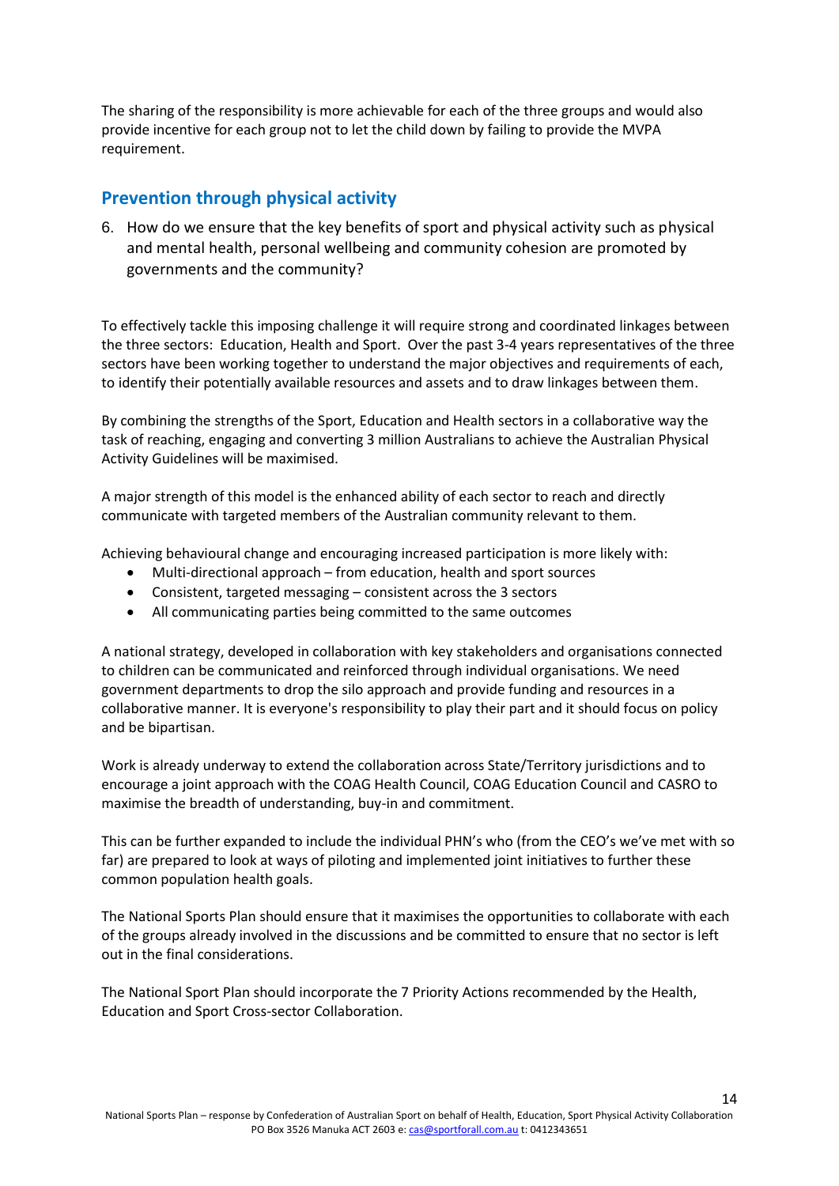The sharing of the responsibility is more achievable for each of the three groups and would also provide incentive for each group not to let the child down by failing to provide the MVPA requirement.

## Prevention through physical activity

6. How do we ensure that the key benefits of sport and physical activity such as physical and mental health, personal wellbeing and community cohesion are promoted by governments and the community?

To effectively tackle this imposing challenge it will require strong and coordinated linkages between the three sectors: Education, Health and Sport. Over the past 3-4 years representatives of the three sectors have been working together to understand the major objectives and requirements of each, to identify their potentially available resources and assets and to draw linkages between them.

By combining the strengths of the Sport, Education and Health sectors in a collaborative way the task of reaching, engaging and converting 3 million Australians to achieve the Australian Physical Activity Guidelines will be maximised.

A major strength of this model is the enhanced ability of each sector to reach and directly communicate with targeted members of the Australian community relevant to them.

Achieving behavioural change and encouraging increased participation is more likely with:

- Multi-directional approach – from education, health and sport sources
- Consistent, targeted messaging – consistent across the 3 sectors
- All communicating parties being committed to the same outcomes

A national strategy, developed in collaboration with key stakeholders and organisations connected to children can be communicated and reinforced through individual organisations. We need government departments to drop the silo approach and provide funding and resources in a collaborative manner. It is everyone's responsibility to play their part and it should focus on policy and be bipartisan.

Work is already underway to extend the collaboration across State/Territory jurisdictions and to encourage a joint approach with the COAG Health Council, COAG Education Council and CASRO to maximise the breadth of understanding, buy-in and commitment.

This can be further expanded to include the individual PHN's who (from the CEO's we've met with so far) are prepared to look at ways of piloting and implemented joint initiatives to further these common population health goals.

The National Sports Plan should ensure that it maximises the opportunities to collaborate with each of the groups already involved in the discussions and be committed to ensure that no sector is left out in the final considerations.

The National Sport Plan should incorporate the 7 Priority Actions recommended by the Health, Education and Sport Cross-sector Collaboration.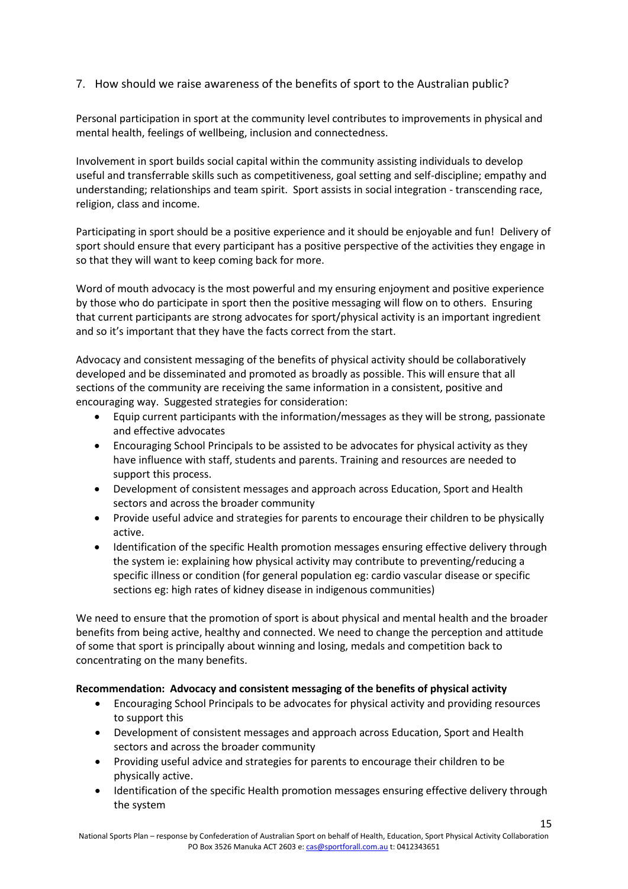7. How should we raise awareness of the benefits of sport to the Australian public?

Personal participation in sport at the community level contributes to improvements in physical and mental health, feelings of wellbeing, inclusion and connectedness.

Involvement in sport builds social capital within the community assisting individuals to develop useful and transferrable skills such as competitiveness, goal setting and self-discipline; empathy and understanding; relationships and team spirit. Sport assists in social integration - transcending race, religion, class and income.

Participating in sport should be a positive experience and it should be enjoyable and fun! Delivery of sport should ensure that every participant has a positive perspective of the activities they engage in so that they will want to keep coming back for more.

Word of mouth advocacy is the most powerful and my ensuring enjoyment and positive experience by those who do participate in sport then the positive messaging will flow on to others. Ensuring that current participants are strong advocates for sport/physical activity is an important ingredient and so it's important that they have the facts correct from the start.

Advocacy and consistent messaging of the benefits of physical activity should be collaboratively developed and be disseminated and promoted as broadly as possible. This will ensure that all sections of the community are receiving the same information in a consistent, positive and encouraging way. Suggested strategies for consideration:

- Equip current participants with the information/messages as they will be strong, passionate and effective advocates
- Encouraging School Principals to be assisted to be advocates for physical activity as they have influence with staff, students and parents. Training and resources are needed to support this process.
- Development of consistent messages and approach across Education, Sport and Health sectors and across the broader community
- Provide useful advice and strategies for parents to encourage their children to be physically active.
- Identification of the specific Health promotion messages ensuring effective delivery through the system ie: explaining how physical activity may contribute to preventing/reducing a specific illness or condition (for general population eg: cardio vascular disease or specific sections eg: high rates of kidney disease in indigenous communities)

We need to ensure that the promotion of sport is about physical and mental health and the broader benefits from being active, healthy and connected. We need to change the perception and attitude of some that sport is principally about winning and losing, medals and competition back to concentrating on the many benefits.

**Recommendation: Advocacy and consistent messaging of the benefits of physical activity**

- Encouraging School Principals to be advocates for physical activity and providing resources to support this
- Development of consistent messages and approach across Education, Sport and Health sectors and across the broader community
- Providing useful advice and strategies for parents to encourage their children to be physically active.
- Identification of the specific Health promotion messages ensuring effective delivery through the system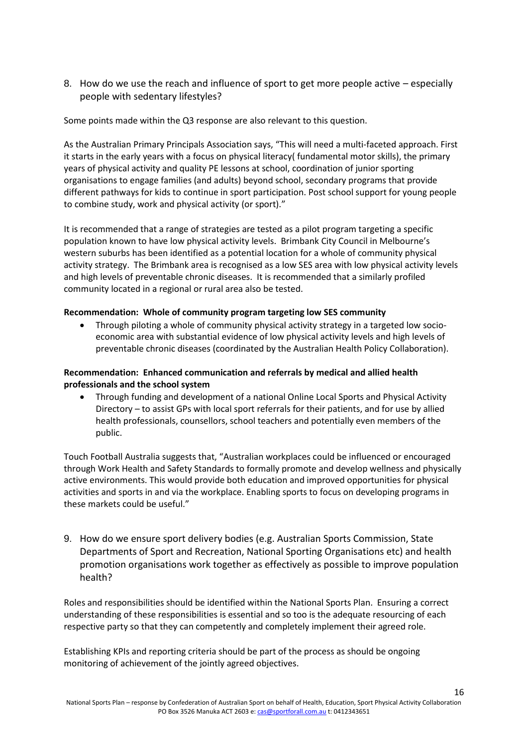8. How do we use the reach and influence of sport to get more people active – especially people with sedentary lifestyles?

Some points made within the Q3 response are also relevant to this question.

As the Australian Primary Principals Association says, "This will need a multi-faceted approach. First it starts in the early years with a focus on physical literacy( fundamental motor skills), the primary years of physical activity and quality PE lessons at school, coordination of junior sporting organisations to engage families (and adults) beyond school, secondary programs that provide different pathways for kids to continue in sport participation. Post school support for young people to combine study, work and physical activity (or sport)."

It is recommended that a range of strategies are tested as a pilot program targeting a specific population known to have low physical activity levels. Brimbank City Council in Melbourne's western suburbs has been identified as a potential location for a whole of community physical activity strategy. The Brimbank area is recognised as a low SES area with low physical activity levels and high levels of preventable chronic diseases. It is recommended that a similarly profiled community located in a regional or rural area also be tested.

**Recommendation: Whole of community program targeting low SES community**

- Through piloting a whole of community physical activity strategy in a targeted low socio-economic area with substantial evidence of low physical activity levels and high levels of preventable chronic diseases (coordinated by the Australian Health Policy Collaboration).

**Recommendation: Enhanced communication and referrals by medical and allied health professionals and the school system**

- Through funding and development of a national Online Local Sports and Physical Activity Directory – to assist GPs with local sport referrals for their patients, and for use by allied health professionals, counsellors, school teachers and potentially even members of the public.

Touch Football Australia suggests that, "Australian workplaces could be influenced or encouraged through Work Health and Safety Standards to formally promote and develop wellness and physically active environments. This would provide both education and improved opportunities for physical activities and sports in and via the workplace. Enabling sports to focus on developing programs in these markets could be useful."

9. How do we ensure sport delivery bodies (e.g. Australian Sports Commission, State Departments of Sport and Recreation, National Sporting Organisations etc) and health promotion organisations work together as effectively as possible to improve population health?

Roles and responsibilities should be identified within the National Sports Plan. Ensuring a correct understanding of these responsibilities is essential and so too is the adequate resourcing of each respective party so that they can competently and completely implement their agreed role.

Establishing KPIs and reporting criteria should be part of the process as should be ongoing monitoring of achievement of the jointly agreed objectives.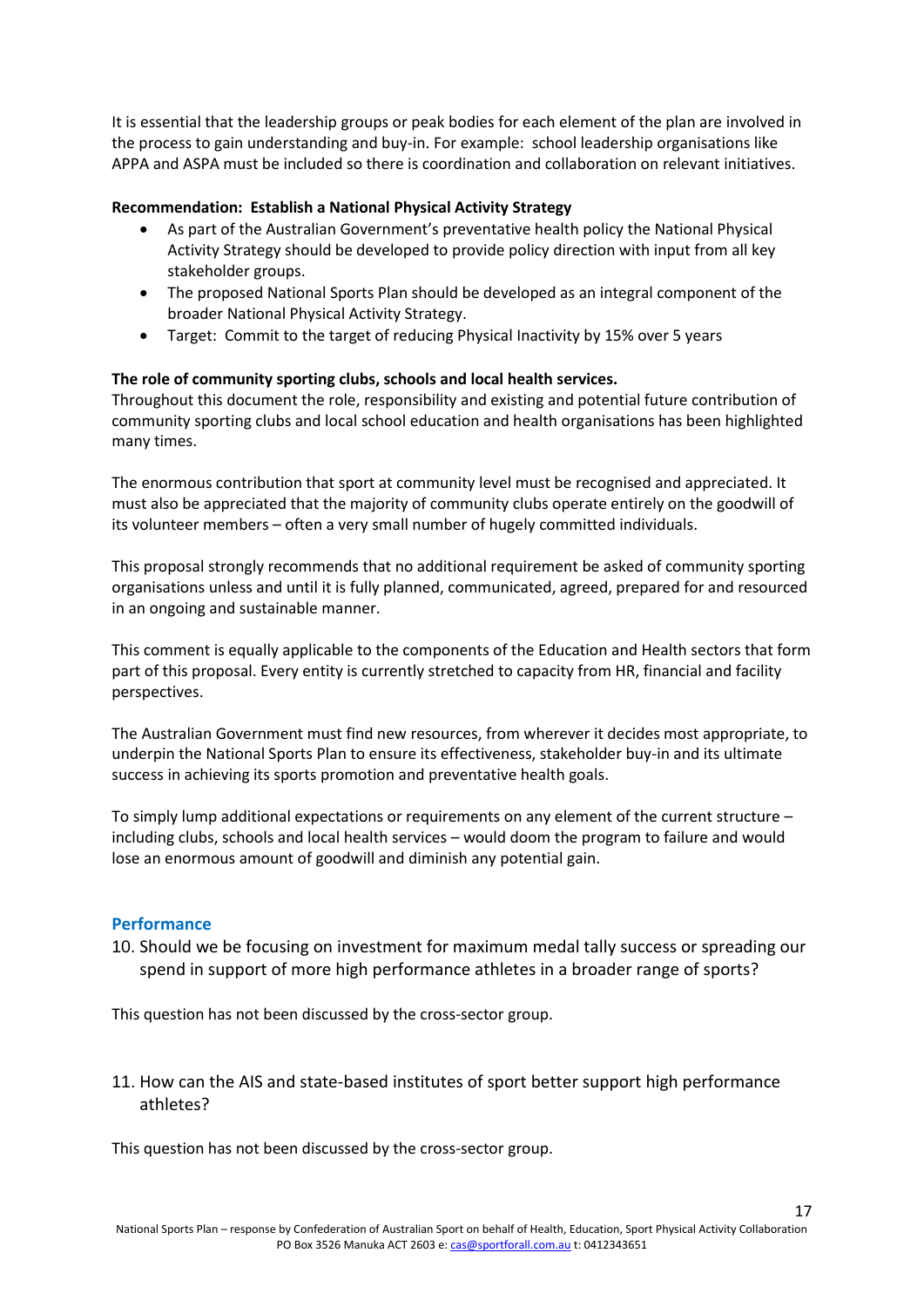It is essential that the leadership groups or peak bodies for each element of the plan are involved in the process to gain understanding and buy-in. For example: school leadership organisations like APPA and ASPA must be included so there is coordination and collaboration on relevant initiatives.

**Recommendation: Establish a National Physical Activity Strategy**

- As part of the Australian Government's preventative health policy the National Physical Activity Strategy should be developed to provide policy direction with input from all key stakeholder groups.
- The proposed National Sports Plan should be developed as an integral component of the broader National Physical Activity Strategy.
- Target: Commit to the target of reducing Physical Inactivity by 15% over 5 years

**The role of community sporting clubs, schools and local health services.**

Throughout this document the role, responsibility and existing and potential future contribution of community sporting clubs and local school education and health organisations has been highlighted many times.

The enormous contribution that sport at community level must be recognised and appreciated. It must also be appreciated that the majority of community clubs operate entirely on the goodwill of its volunteer members – often a very small number of hugely committed individuals.

This proposal strongly recommends that no additional requirement be asked of community sporting organisations unless and until it is fully planned, communicated, agreed, prepared for and resourced in an ongoing and sustainable manner.

This comment is equally applicable to the components of the Education and Health sectors that form part of this proposal. Every entity is currently stretched to capacity from HR, financial and facility perspectives.

The Australian Government must find new resources, from wherever it decides most appropriate, to underpin the National Sports Plan to ensure its effectiveness, stakeholder buy-in and its ultimate success in achieving its sports promotion and preventative health goals.

To simply lump additional expectations or requirements on any element of the current structure – including clubs, schools and local health services – would doom the program to failure and would lose an enormous amount of goodwill and diminish any potential gain.

## Performance

10. Should we be focusing on investment for maximum medal tally success or spreading our spend in support of more high performance athletes in a broader range of sports?

This question has not been discussed by the cross-sector group.

11. How can the AIS and state-based institutes of sport better support high performance athletes?

This question has not been discussed by the cross-sector group.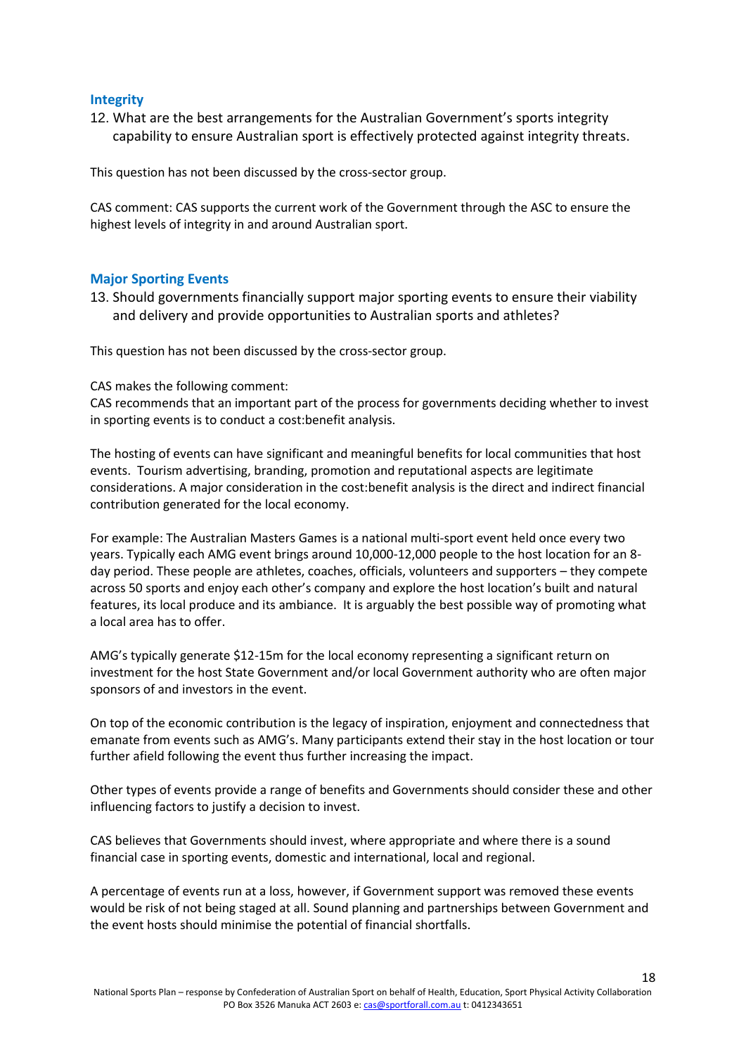## Integrity

12. What are the best arrangements for the Australian Government's sports integrity capability to ensure Australian sport is effectively protected against integrity threats.

This question has not been discussed by the cross-sector group.

CAS comment: CAS supports the current work of the Government through the ASC to ensure the highest levels of integrity in and around Australian sport.

## Major Sporting Events

13. Should governments financially support major sporting events to ensure their viability and delivery and provide opportunities to Australian sports and athletes?

This question has not been discussed by the cross-sector group.

CAS makes the following comment:
CAS recommends that an important part of the process for governments deciding whether to invest in sporting events is to conduct a cost:benefit analysis.

The hosting of events can have significant and meaningful benefits for local communities that host events. Tourism advertising, branding, promotion and reputational aspects are legitimate considerations. A major consideration in the cost:benefit analysis is the direct and indirect financial contribution generated for the local economy.

For example: The Australian Masters Games is a national multi-sport event held once every two years. Typically each AMG event brings around 10,000-12,000 people to the host location for an 8-day period. These people are athletes, coaches, officials, volunteers and supporters – they compete across 50 sports and enjoy each other's company and explore the host location's built and natural features, its local produce and its ambiance. It is arguably the best possible way of promoting what a local area has to offer.

AMG's typically generate $12-15m for the local economy representing a significant return on investment for the host State Government and/or local Government authority who are often major sponsors of and investors in the event.

On top of the economic contribution is the legacy of inspiration, enjoyment and connectedness that emanate from events such as AMG's. Many participants extend their stay in the host location or tour further afield following the event thus further increasing the impact.

Other types of events provide a range of benefits and Governments should consider these and other influencing factors to justify a decision to invest.

CAS believes that Governments should invest, where appropriate and where there is a sound financial case in sporting events, domestic and international, local and regional.

A percentage of events run at a loss, however, if Government support was removed these events would be risk of not being staged at all. Sound planning and partnerships between Government and the event hosts should minimise the potential of financial shortfalls.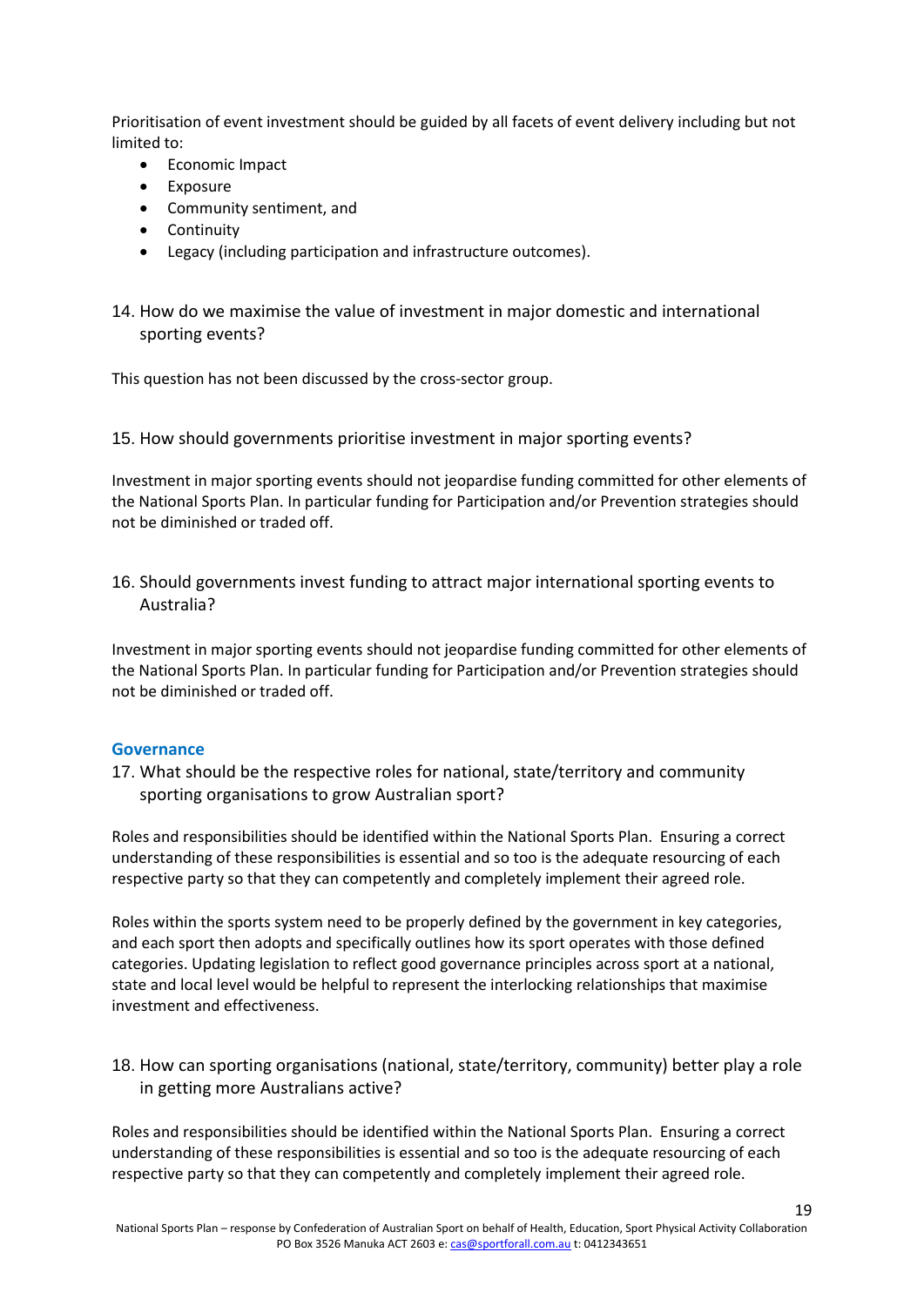Prioritisation of event investment should be guided by all facets of event delivery including but not limited to:

- Economic Impact
- Exposure
- Community sentiment, and
- Continuity
- Legacy (including participation and infrastructure outcomes).

### 14. How do we maximise the value of investment in major domestic and international sporting events?

This question has not been discussed by the cross-sector group.

### 15. How should governments prioritise investment in major sporting events?

Investment in major sporting events should not jeopardise funding committed for other elements of the National Sports Plan. In particular funding for Participation and/or Prevention strategies should not be diminished or traded off.

### 16. Should governments invest funding to attract major international sporting events to Australia?

Investment in major sporting events should not jeopardise funding committed for other elements of the National Sports Plan. In particular funding for Participation and/or Prevention strategies should not be diminished or traded off.

## Governance

### 17. What should be the respective roles for national, state/territory and community sporting organisations to grow Australian sport?

Roles and responsibilities should be identified within the National Sports Plan. Ensuring a correct understanding of these responsibilities is essential and so too is the adequate resourcing of each respective party so that they can competently and completely implement their agreed role.

Roles within the sports system need to be properly defined by the government in key categories, and each sport then adopts and specifically outlines how its sport operates with those defined categories. Updating legislation to reflect good governance principles across sport at a national, state and local level would be helpful to represent the interlocking relationships that maximise investment and effectiveness.

### 18. How can sporting organisations (national, state/territory, community) better play a role in getting more Australians active?

Roles and responsibilities should be identified within the National Sports Plan. Ensuring a correct understanding of these responsibilities is essential and so too is the adequate resourcing of each respective party so that they can competently and completely implement their agreed role.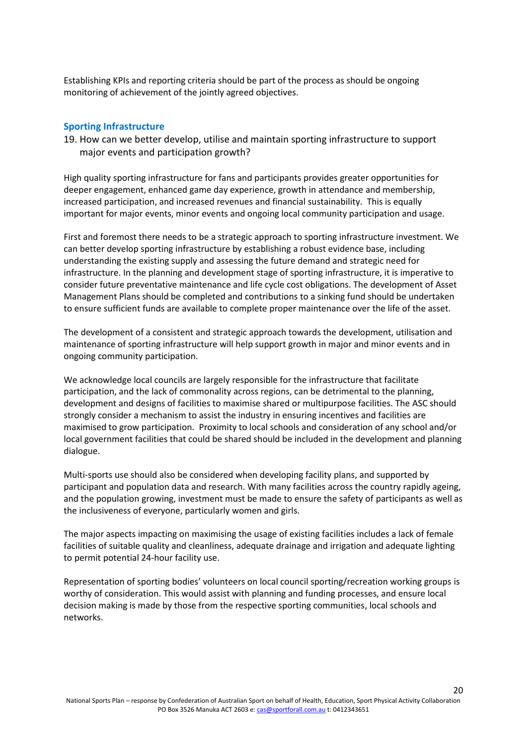Establishing KPIs and reporting criteria should be part of the process as should be ongoing monitoring of achievement of the jointly agreed objectives.

## Sporting Infrastructure

19. How can we better develop, utilise and maintain sporting infrastructure to support major events and participation growth?

High quality sporting infrastructure for fans and participants provides greater opportunities for deeper engagement, enhanced game day experience, growth in attendance and membership, increased participation, and increased revenues and financial sustainability. This is equally important for major events, minor events and ongoing local community participation and usage.

First and foremost there needs to be a strategic approach to sporting infrastructure investment. We can better develop sporting infrastructure by establishing a robust evidence base, including understanding the existing supply and assessing the future demand and strategic need for infrastructure. In the planning and development stage of sporting infrastructure, it is imperative to consider future preventative maintenance and life cycle cost obligations. The development of Asset Management Plans should be completed and contributions to a sinking fund should be undertaken to ensure sufficient funds are available to complete proper maintenance over the life of the asset.

The development of a consistent and strategic approach towards the development, utilisation and maintenance of sporting infrastructure will help support growth in major and minor events and in ongoing community participation.

We acknowledge local councils are largely responsible for the infrastructure that facilitate participation, and the lack of commonality across regions, can be detrimental to the planning, development and designs of facilities to maximise shared or multipurpose facilities. The ASC should strongly consider a mechanism to assist the industry in ensuring incentives and facilities are maximised to grow participation. Proximity to local schools and consideration of any school and/or local government facilities that could be shared should be included in the development and planning dialogue.

Multi-sports use should also be considered when developing facility plans, and supported by participant and population data and research. With many facilities across the country rapidly ageing, and the population growing, investment must be made to ensure the safety of participants as well as the inclusiveness of everyone, particularly women and girls.

The major aspects impacting on maximising the usage of existing facilities includes a lack of female facilities of suitable quality and cleanliness, adequate drainage and irrigation and adequate lighting to permit potential 24-hour facility use.

Representation of sporting bodies' volunteers on local council sporting/recreation working groups is worthy of consideration. This would assist with planning and funding processes, and ensure local decision making is made by those from the respective sporting communities, local schools and networks.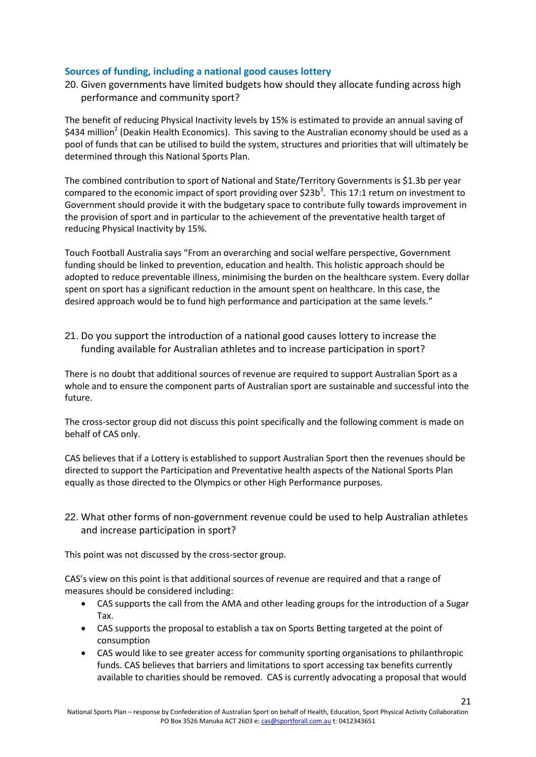### Sources of funding, including a national good causes lottery

20. Given governments have limited budgets how should they allocate funding across high performance and community sport?

The benefit of reducing Physical Inactivity levels by 15% is estimated to provide an annual saving of \$434 million[2] (Deakin Health Economics). This saving to the Australian economy should be used as a pool of funds that can be utilised to build the system, structures and priorities that will ultimately be determined through this National Sports Plan.

The combined contribution to sport of National and State/Territory Governments is \$1.3b per year compared to the economic impact of sport providing over \$23b[3]. This 17:1 return on investment to Government should provide it with the budgetary space to contribute fully towards improvement in the provision of sport and in particular to the achievement of the preventative health target of reducing Physical Inactivity by 15%.

Touch Football Australia says "From an overarching and social welfare perspective, Government funding should be linked to prevention, education and health. This holistic approach should be adopted to reduce preventable illness, minimising the burden on the healthcare system. Every dollar spent on sport has a significant reduction in the amount spent on healthcare. In this case, the desired approach would be to fund high performance and participation at the same levels."

21. Do you support the introduction of a national good causes lottery to increase the funding available for Australian athletes and to increase participation in sport?

There is no doubt that additional sources of revenue are required to support Australian Sport as a whole and to ensure the component parts of Australian sport are sustainable and successful into the future.

The cross-sector group did not discuss this point specifically and the following comment is made on behalf of CAS only.

CAS believes that if a Lottery is established to support Australian Sport then the revenues should be directed to support the Participation and Preventative health aspects of the National Sports Plan equally as those directed to the Olympics or other High Performance purposes.

22. What other forms of non-government revenue could be used to help Australian athletes and increase participation in sport?

This point was not discussed by the cross-sector group.

CAS's view on this point is that additional sources of revenue are required and that a range of measures should be considered including:

- CAS supports the call from the AMA and other leading groups for the introduction of a Sugar Tax.
- CAS supports the proposal to establish a tax on Sports Betting targeted at the point of consumption
- CAS would like to see greater access for community sporting organisations to philanthropic funds. CAS believes that barriers and limitations to sport accessing tax benefits currently available to charities should be removed. CAS is currently advocating a proposal that would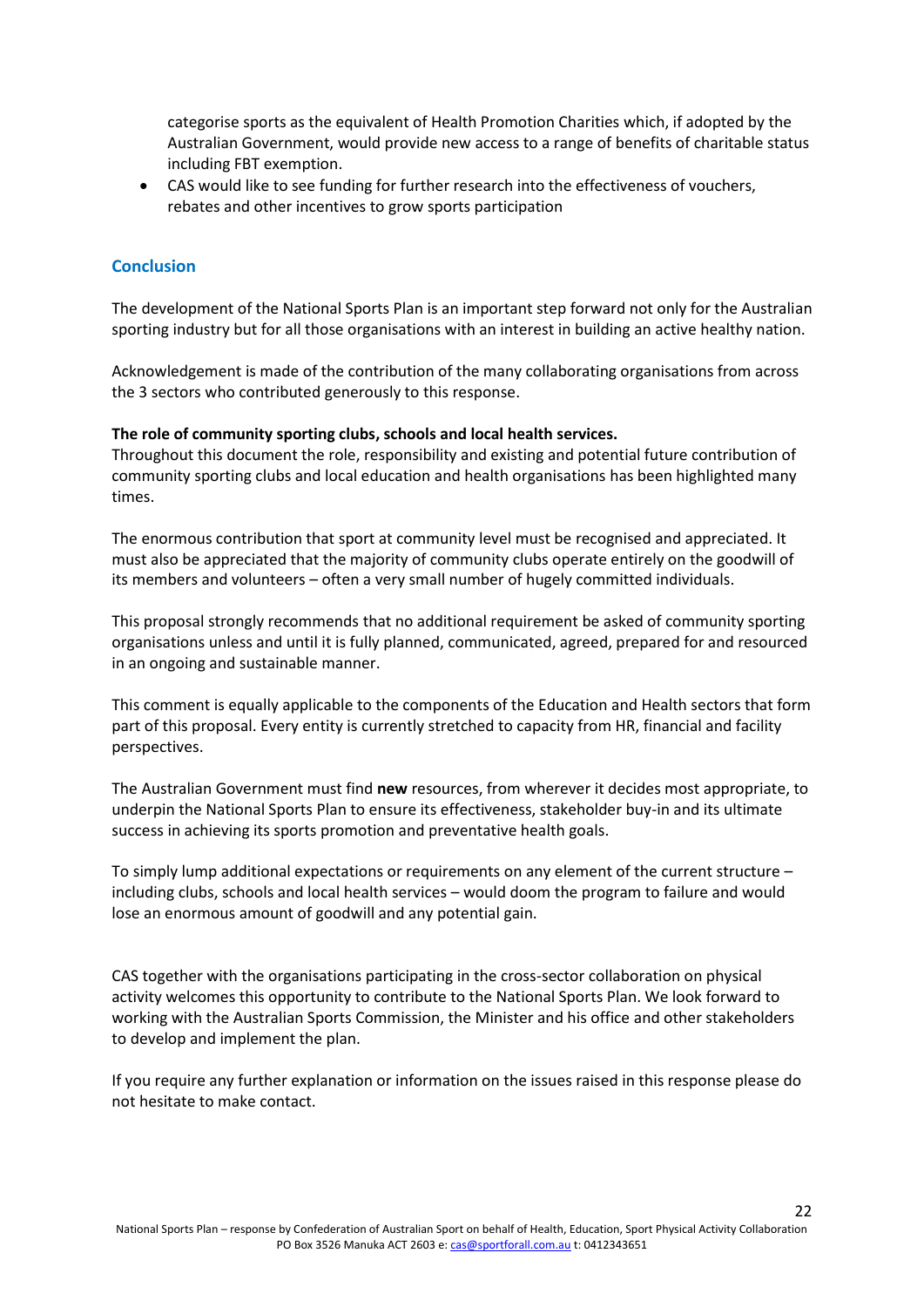categorise sports as the equivalent of Health Promotion Charities which, if adopted by the Australian Government, would provide new access to a range of benefits of charitable status including FBT exemption.

- CAS would like to see funding for further research into the effectiveness of vouchers, rebates and other incentives to grow sports participation

## Conclusion

The development of the National Sports Plan is an important step forward not only for the Australian sporting industry but for all those organisations with an interest in building an active healthy nation.

Acknowledgement is made of the contribution of the many collaborating organisations from across the 3 sectors who contributed generously to this response.

**The role of community sporting clubs, schools and local health services.**

Throughout this document the role, responsibility and existing and potential future contribution of community sporting clubs and local education and health organisations has been highlighted many times.

The enormous contribution that sport at community level must be recognised and appreciated. It must also be appreciated that the majority of community clubs operate entirely on the goodwill of its members and volunteers – often a very small number of hugely committed individuals.

This proposal strongly recommends that no additional requirement be asked of community sporting organisations unless and until it is fully planned, communicated, agreed, prepared for and resourced in an ongoing and sustainable manner.

This comment is equally applicable to the components of the Education and Health sectors that form part of this proposal. Every entity is currently stretched to capacity from HR, financial and facility perspectives.

The Australian Government must find **new** resources, from wherever it decides most appropriate, to underpin the National Sports Plan to ensure its effectiveness, stakeholder buy-in and its ultimate success in achieving its sports promotion and preventative health goals.

To simply lump additional expectations or requirements on any element of the current structure – including clubs, schools and local health services – would doom the program to failure and would lose an enormous amount of goodwill and any potential gain.

CAS together with the organisations participating in the cross-sector collaboration on physical activity welcomes this opportunity to contribute to the National Sports Plan. We look forward to working with the Australian Sports Commission, the Minister and his office and other stakeholders to develop and implement the plan.

If you require any further explanation or information on the issues raised in this response please do not hesitate to make contact.